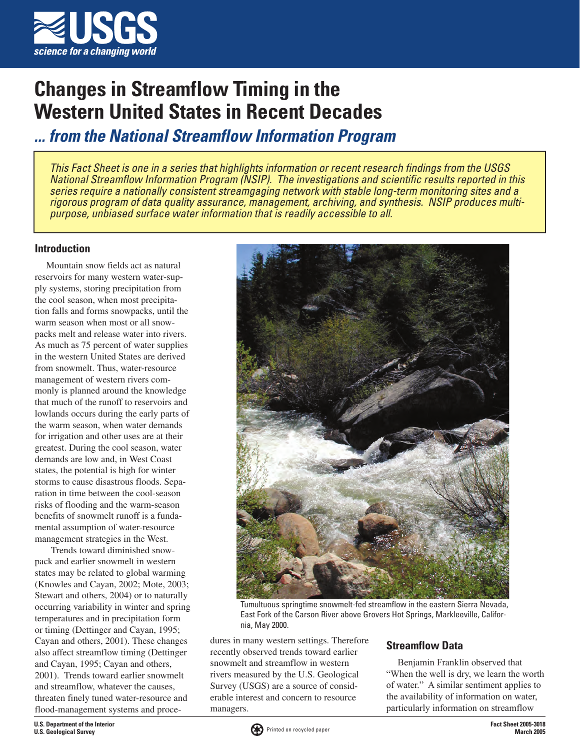# Changes in Streamflow Timing in the Western United States in Recent Decades

## *... from the National Streamflow Information Program*

*This Fact Sheet is one in a series that highlights information or recent research findings from the USGS National Streamflow Information Program (NSIP). The investigations and scientific results reported in this series require a nationally consistent streamgaging network with stable long-term monitoring sites and a rigorous program of data quality assurance, management, archiving, and synthesis. NSIP produces multi-purpose, unbiased surface water information that is readily accessible to all.*

## Introduction

Mountain snow fields act as natural reservoirs for many western water-supply systems, storing precipitation from the cool season, when most precipitation falls and forms snowpacks, until the warm season when most or all snowpacks melt and release water into rivers. As much as 75 percent of water supplies in the western United States are derived from snowmelt. Thus, water-resource management of western rivers commonly is planned around the knowledge that much of the runoff to reservoirs and lowlands occurs during the early parts of the warm season, when water demands for irrigation and other uses are at their greatest. During the cool season, water demands are low and, in West Coast states, the potential is high for winter storms to cause disastrous floods. Separation in time between the cool-season risks of flooding and the warm-season benefits of snowmelt runoff is a fundamental assumption of water-resource management strategies in the West.

Trends toward diminished snowpack and earlier snowmelt in western states may be related to global warming (Knowles and Cayan, 2002; Mote, 2003; Stewart and others, 2004) or to naturally occurring variability in winter and spring temperatures and in precipitation form or timing (Dettinger and Cayan, 1995; Cayan and others, 2001). These changes also affect streamflow timing (Dettinger and Cayan, 1995; Cayan and others, 2001). Trends toward earlier snowmelt and streamflow, whatever the causes, threaten finely tuned water-resource and flood-management systems and procedures in many western settings. Therefore recently observed trends toward earlier snowmelt and streamflow in western rivers measured by the U.S. Geological Survey (USGS) are a source of considerable interest and concern to resource managers.

Tumultuous springtime snowmelt-fed streamflow in the eastern Sierra Nevada, East Fork of the Carson River above Grovers Hot Springs, Markleeville, California, May 2000.

## Streamflow Data

Benjamin Franklin observed that "When the well is dry, we learn the worth of water." A similar sentiment applies to the availability of information on water, particularly information on streamflow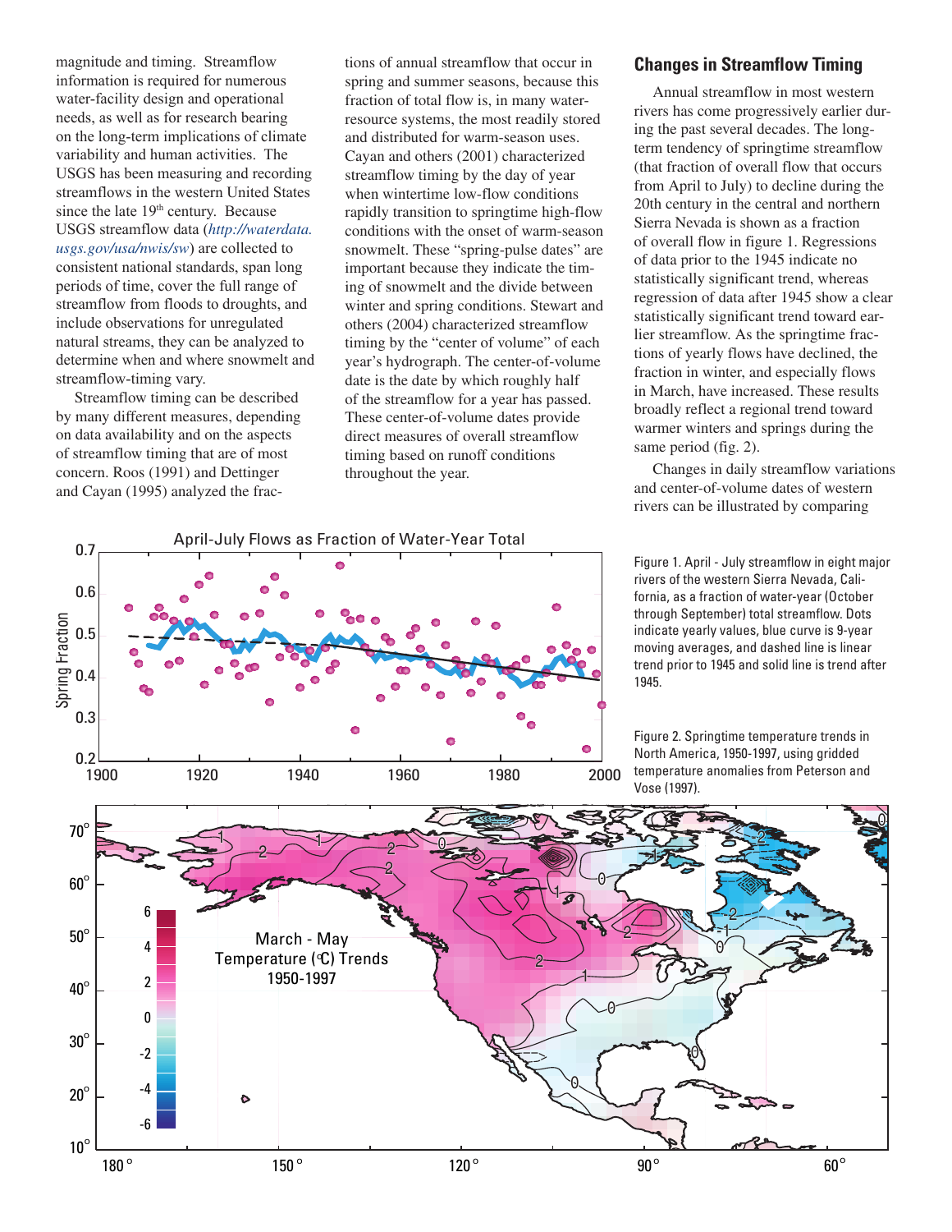magnitude and timing. Streamflow information is required for numerous water-facility design and operational needs, as well as for research bearing on the long-term implications of climate variability and human activities. The USGS has been measuring and recording streamflows in the western United States since the late 19th century. Because USGS streamflow data (*http://waterdata.usgs.gov/usa/nwis/sw*) are collected to consistent national standards, span long periods of time, cover the full range of streamflow from floods to droughts, and include observations for unregulated natural streams, they can be analyzed to determine when and where snowmelt and streamflow-timing vary.

Streamflow timing can be described by many different measures, depending on data availability and on the aspects of streamflow timing that are of most concern. Roos (1991) and Dettinger and Cayan (1995) analyzed the fractions of annual streamflow that occur in spring and summer seasons, because this fraction of total flow is, in many water-resource systems, the most readily stored and distributed for warm-season uses. Cayan and others (2001) characterized streamflow timing by the day of year when wintertime low-flow conditions rapidly transition to springtime high-flow conditions with the onset of warm-season snowmelt. These "spring-pulse dates" are important because they indicate the timing of snowmelt and the divide between winter and spring conditions. Stewart and others (2004) characterized streamflow timing by the "center of volume" of each year's hydrograph. The center-of-volume date is the date by which roughly half of the streamflow for a year has passed. These center-of-volume dates provide direct measures of overall streamflow timing based on runoff conditions throughout the year.

## Changes in Streamflow Timing

Annual streamflow in most western rivers has come progressively earlier during the past several decades. The long-term tendency of springtime streamflow (that fraction of overall flow that occurs from April to July) to decline during the 20th century in the central and northern Sierra Nevada is shown as a fraction of overall flow in figure 1. Regressions of data prior to the 1945 indicate no statistically significant trend, whereas regression of data after 1945 show a clear statistically significant trend toward earlier streamflow. As the springtime fractions of yearly flows have declined, the fraction in winter, and especially flows in March, have increased. These results broadly reflect a regional trend toward warmer winters and springs during the same period (fig. 2).

Changes in daily streamflow variations and center-of-volume dates of western rivers can be illustrated by comparing

Figure 1. April - July streamflow in eight major rivers of the western Sierra Nevada, California, as a fraction of water-year (October through September) total streamflow. Dots indicate yearly values, blue curve is 9-year moving averages, and dashed line is linear trend prior to 1945 and solid line is trend after 1945.

Figure 2. Springtime temperature trends in North America, 1950-1997, using gridded temperature anomalies from Peterson and Vose (1997).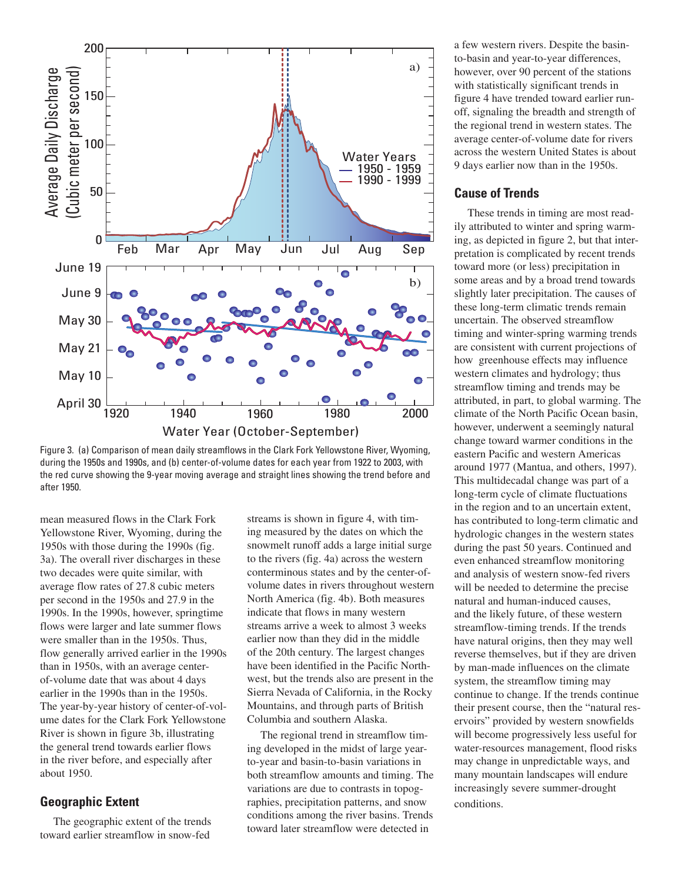Figure 3. (a) Comparison of mean daily streamflows in the Clark Fork Yellowstone River, Wyoming, during the 1950s and 1990s, and (b) center-of-volume dates for each year from 1922 to 2003, with the red curve showing the 9-year moving average and straight lines showing the trend before and after 1950.

mean measured flows in the Clark Fork Yellowstone River, Wyoming, during the 1950s with those during the 1990s (fig. 3a). The overall river discharges in these two decades were quite similar, with average flow rates of 27.8 cubic meters per second in the 1950s and 27.9 in the 1990s. In the 1990s, however, springtime flows were larger and late summer flows were smaller than in the 1950s. Thus, flow generally arrived earlier in the 1990s than in 1950s, with an average center-of-volume date that was about 4 days earlier in the 1990s than in the 1950s. The year-by-year history of center-of-volume dates for the Clark Fork Yellowstone River is shown in figure 3b, illustrating the general trend towards earlier flows in the river before, and especially after about 1950.

## Geographic Extent

The geographic extent of the trends toward earlier streamflow in snow-fed streams is shown in figure 4, with timing measured by the dates on which the snowmelt runoff adds a large initial surge to the rivers (fig. 4a) across the western conterminous states and by the center-of-volume dates in rivers throughout western North America (fig. 4b). Both measures indicate that flows in many western streams arrive a week to almost 3 weeks earlier now than they did in the middle of the 20th century. The largest changes have been identified in the Pacific Northwest, but the trends also are present in the Sierra Nevada of California, in the Rocky Mountains, and through parts of British Columbia and southern Alaska.

The regional trend in streamflow timing developed in the midst of large year-to-year and basin-to-basin variations in both streamflow amounts and timing. The variations are due to contrasts in topographies, precipitation patterns, and snow conditions among the river basins. Trends toward later streamflow were detected in a few western rivers. Despite the basin-to-basin and year-to-year differences, however, over 90 percent of the stations with statistically significant trends in figure 4 have trended toward earlier runoff, signaling the breadth and strength of the regional trend in western states. The average center-of-volume date for rivers across the western United States is about 9 days earlier now than in the 1950s.

## Cause of Trends

These trends in timing are most readily attributed to winter and spring warming, as depicted in figure 2, but that interpretation is complicated by recent trends toward more (or less) precipitation in some areas and by a broad trend towards slightly later precipitation. The causes of these long-term climatic trends remain uncertain. The observed streamflow timing and winter-spring warming trends are consistent with current projections of how greenhouse effects may influence western climates and hydrology; thus streamflow timing and trends may be attributed, in part, to global warming. The climate of the North Pacific Ocean basin, however, underwent a seemingly natural change toward warmer conditions in the eastern Pacific and western Americas around 1977 (Mantua, and others, 1997). This multidecadal change was part of a long-term cycle of climate fluctuations in the region and to an uncertain extent, has contributed to long-term climatic and hydrologic changes in the western states during the past 50 years. Continued and even enhanced streamflow monitoring and analysis of western snow-fed rivers will be needed to determine the precise natural and human-induced causes, and the likely future, of these western streamflow-timing trends. If the trends have natural origins, then they may well reverse themselves, but if they are driven by man-made influences on the climate system, the streamflow timing may continue to change. If the trends continue their present course, then the "natural reservoirs" provided by western snowfields will become progressively less useful for water-resources management, flood risks may change in unpredictable ways, and many mountain landscapes will endure increasingly severe summer-drought conditions.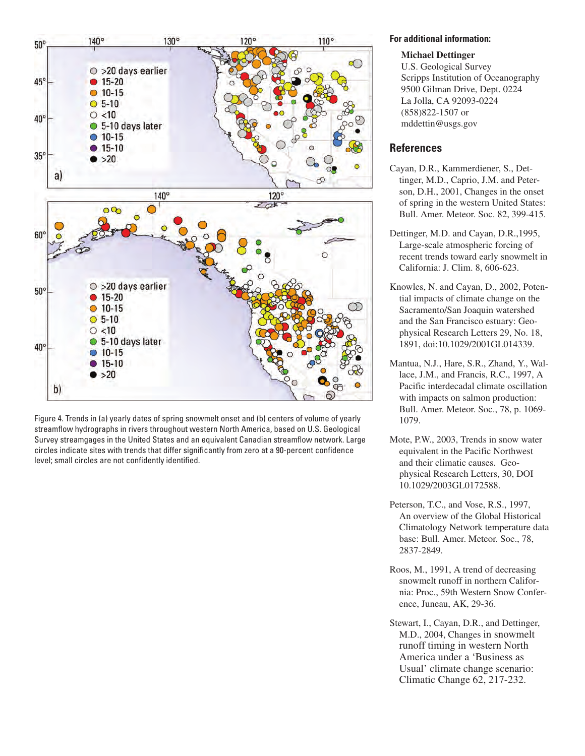50°
140°
130°
120°
110°
45°
40°
35°
a)
>20 days earlier
15-20
10-15
5-10
<10
5-10 days later
10-15
15-10
>20

140°
120°
60°
50°
40°
b)
>20 days earlier
15-20
10-15
5-10
<10
5-10 days later
10-15
15-10
>20

Figure 4. Trends in (a) yearly dates of spring snowmelt onset and (b) centers of volume of yearly streamflow hydrographs in rivers throughout western North America, based on U.S. Geological Survey streamgages in the United States and an equivalent Canadian streamflow network. Large circles indicate sites with trends that differ significantly from zero at a 90-percent confidence level; small circles are not confidently identified.

**For additional information:**

**Michael Dettinger**
U.S. Geological Survey
Scripps Institution of Oceanography
9500 Gilman Drive, Dept. 0224
La Jolla, CA 92093-0224
(858)822-1507 or
mddettin@usgs.gov

## References

Cayan, D.R., Kammerdiener, S., Dettinger, M.D., Caprio, J.M. and Peterson, D.H., 2001, Changes in the onset of spring in the western United States: Bull. Amer. Meteor. Soc. 82, 399-415.

Dettinger, M.D. and Cayan, D.R.,1995, Large-scale atmospheric forcing of recent trends toward early snowmelt in California: J. Clim. 8, 606-623.

Knowles, N. and Cayan, D., 2002, Potential impacts of climate change on the Sacramento/San Joaquin watershed and the San Francisco estuary: Geophysical Research Letters 29, No. 18, 1891, doi:10.1029/2001GL014339.

Mantua, N.J., Hare, S.R., Zhand, Y., Wallace, J.M., and Francis, R.C., 1997, A Pacific interdecadal climate oscillation with impacts on salmon production: Bull. Amer. Meteor. Soc., 78, p. 1069-1079.

Mote, P.W., 2003, Trends in snow water equivalent in the Pacific Northwest and their climatic causes. Geophysical Research Letters, 30, DOI 10.1029/2003GL0172588.

Peterson, T.C., and Vose, R.S., 1997, An overview of the Global Historical Climatology Network temperature data base: Bull. Amer. Meteor. Soc., 78, 2837-2849.

Roos, M., 1991, A trend of decreasing snowmelt runoff in northern California: Proc., 59th Western Snow Conference, Juneau, AK, 29-36.

Stewart, I., Cayan, D.R., and Dettinger, M.D., 2004, Changes in snowmelt runoff timing in western North America under a 'Business as Usual' climate change scenario: Climatic Change 62, 217-232.